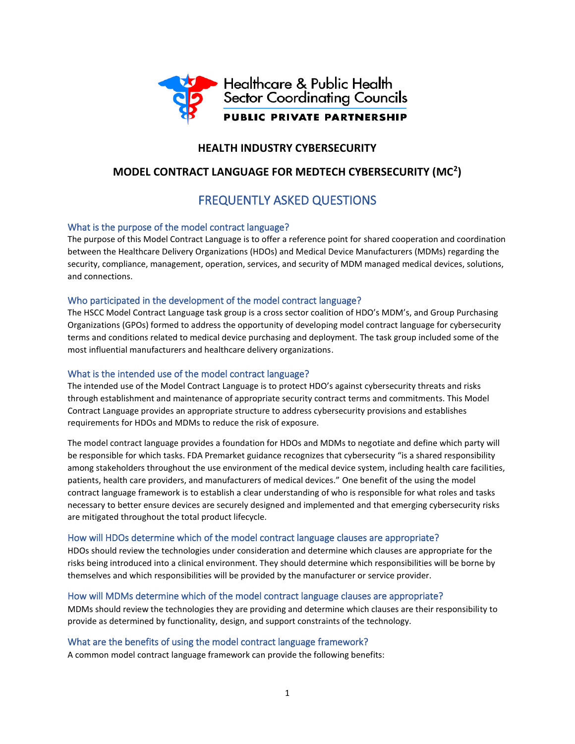Healthcare & Public Health Sector Coordinating Councils

PUBLIC PRIVATE PARTNERSHIP

# HEALTH INDUSTRY CYBERSECURITY

# MODEL CONTRACT LANGUAGE FOR MEDTECH CYBERSECURITY (MC²)

## FREQUENTLY ASKED QUESTIONS

### What is the purpose of the model contract language?

The purpose of this Model Contract Language is to offer a reference point for shared cooperation and coordination between the Healthcare Delivery Organizations (HDOs) and Medical Device Manufacturers (MDMs) regarding the security, compliance, management, operation, services, and security of MDM managed medical devices, solutions, and connections.

### Who participated in the development of the model contract language?

The HSCC Model Contract Language task group is a cross sector coalition of HDO's MDM's, and Group Purchasing Organizations (GPOs) formed to address the opportunity of developing model contract language for cybersecurity terms and conditions related to medical device purchasing and deployment. The task group included some of the most influential manufacturers and healthcare delivery organizations.

### What is the intended use of the model contract language?

The intended use of the Model Contract Language is to protect HDO's against cybersecurity threats and risks through establishment and maintenance of appropriate security contract terms and commitments. This Model Contract Language provides an appropriate structure to address cybersecurity provisions and establishes requirements for HDOs and MDMs to reduce the risk of exposure.

The model contract language provides a foundation for HDOs and MDMs to negotiate and define which party will be responsible for which tasks. FDA Premarket guidance recognizes that cybersecurity "is a shared responsibility among stakeholders throughout the use environment of the medical device system, including health care facilities, patients, health care providers, and manufacturers of medical devices." One benefit of the using the model contract language framework is to establish a clear understanding of who is responsible for what roles and tasks necessary to better ensure devices are securely designed and implemented and that emerging cybersecurity risks are mitigated throughout the total product lifecycle.

### How will HDOs determine which of the model contract language clauses are appropriate?

HDOs should review the technologies under consideration and determine which clauses are appropriate for the risks being introduced into a clinical environment. They should determine which responsibilities will be borne by themselves and which responsibilities will be provided by the manufacturer or service provider.

### How will MDMs determine which of the model contract language clauses are appropriate?

MDMs should review the technologies they are providing and determine which clauses are their responsibility to provide as determined by functionality, design, and support constraints of the technology.

### What are the benefits of using the model contract language framework?

A common model contract language framework can provide the following benefits: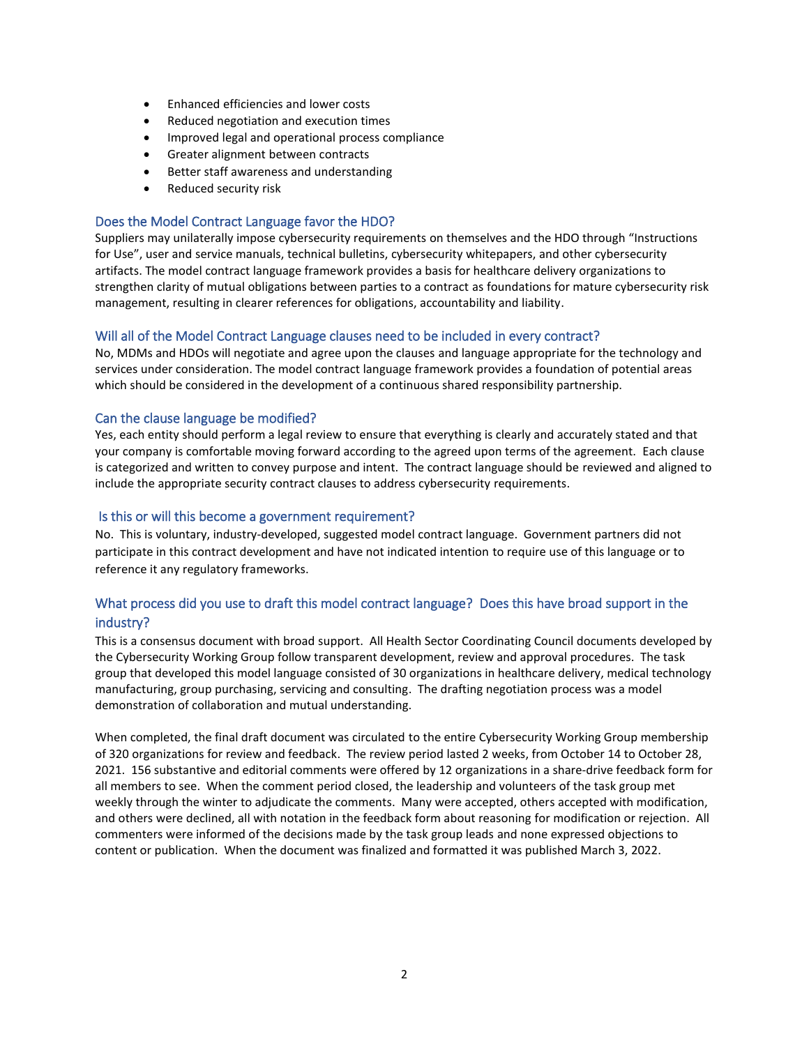- Enhanced efficiencies and lower costs
- Reduced negotiation and execution times
- Improved legal and operational process compliance
- Greater alignment between contracts
- Better staff awareness and understanding
- Reduced security risk

## Does the Model Contract Language favor the HDO?

Suppliers may unilaterally impose cybersecurity requirements on themselves and the HDO through "Instructions for Use", user and service manuals, technical bulletins, cybersecurity whitepapers, and other cybersecurity artifacts. The model contract language framework provides a basis for healthcare delivery organizations to strengthen clarity of mutual obligations between parties to a contract as foundations for mature cybersecurity risk management, resulting in clearer references for obligations, accountability and liability.

## Will all of the Model Contract Language clauses need to be included in every contract?

No, MDMs and HDOs will negotiate and agree upon the clauses and language appropriate for the technology and services under consideration. The model contract language framework provides a foundation of potential areas which should be considered in the development of a continuous shared responsibility partnership.

## Can the clause language be modified?

Yes, each entity should perform a legal review to ensure that everything is clearly and accurately stated and that your company is comfortable moving forward according to the agreed upon terms of the agreement. Each clause is categorized and written to convey purpose and intent. The contract language should be reviewed and aligned to include the appropriate security contract clauses to address cybersecurity requirements.

## Is this or will this become a government requirement?

No. This is voluntary, industry-developed, suggested model contract language. Government partners did not participate in this contract development and have not indicated intention to require use of this language or to reference it any regulatory frameworks.

## What process did you use to draft this model contract language? Does this have broad support in the industry?

This is a consensus document with broad support. All Health Sector Coordinating Council documents developed by the Cybersecurity Working Group follow transparent development, review and approval procedures. The task group that developed this model language consisted of 30 organizations in healthcare delivery, medical technology manufacturing, group purchasing, servicing and consulting. The drafting negotiation process was a model demonstration of collaboration and mutual understanding.

When completed, the final draft document was circulated to the entire Cybersecurity Working Group membership of 320 organizations for review and feedback. The review period lasted 2 weeks, from October 14 to October 28, 2021. 156 substantive and editorial comments were offered by 12 organizations in a share-drive feedback form for all members to see. When the comment period closed, the leadership and volunteers of the task group met weekly through the winter to adjudicate the comments. Many were accepted, others accepted with modification, and others were declined, all with notation in the feedback form about reasoning for modification or rejection. All commenters were informed of the decisions made by the task group leads and none expressed objections to content or publication. When the document was finalized and formatted it was published March 3, 2022.